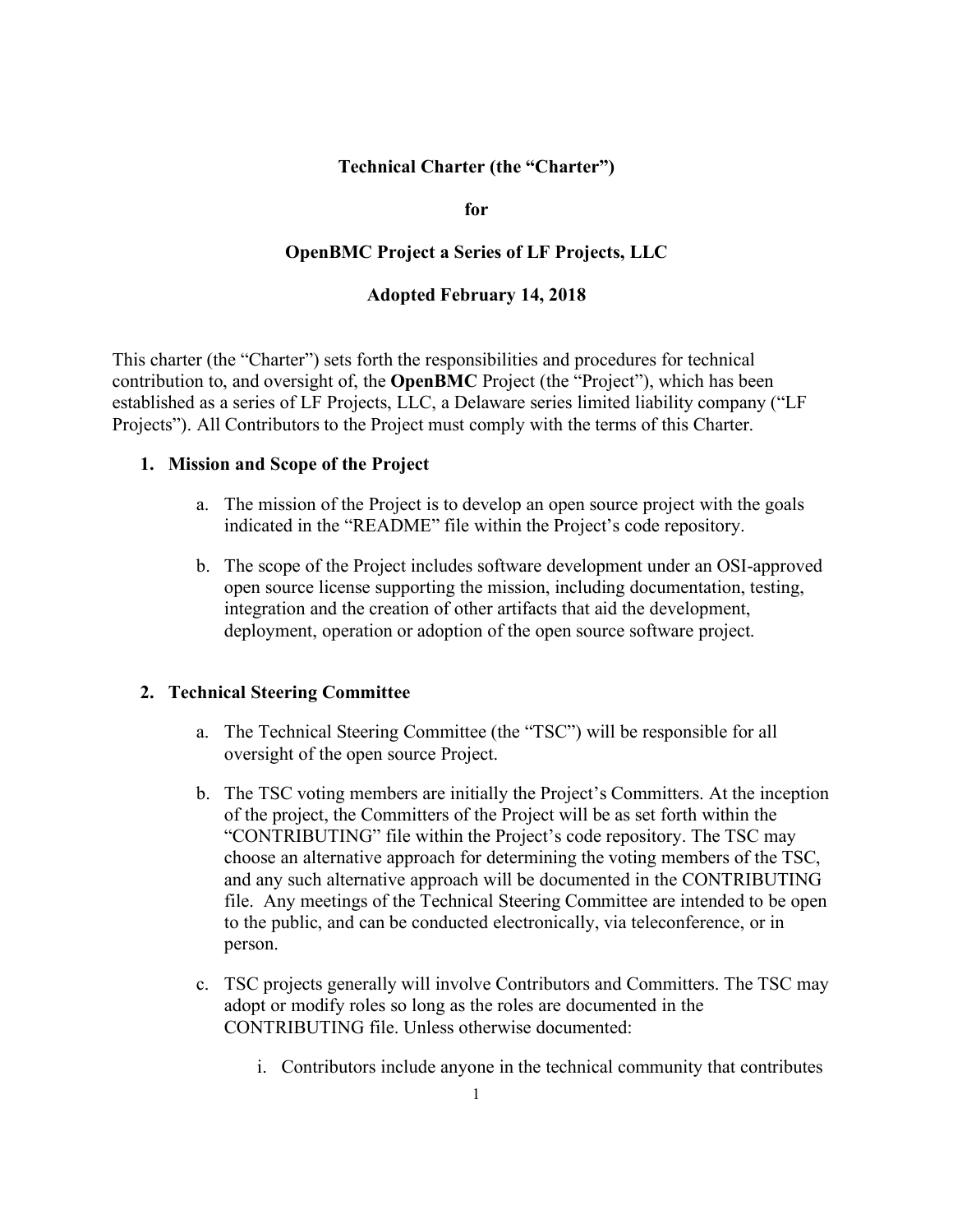**Technical Charter (the "Charter")**

**for**

**OpenBMC Project a Series of LF Projects, LLC**

**Adopted February 14, 2018**

This charter (the "Charter") sets forth the responsibilities and procedures for technical contribution to, and oversight of, the **OpenBMC** Project (the "Project"), which has been established as a series of LF Projects, LLC, a Delaware series limited liability company ("LF Projects"). All Contributors to the Project must comply with the terms of this Charter.

## 1. Mission and Scope of the Project

a. The mission of the Project is to develop an open source project with the goals indicated in the "README" file within the Project's code repository.

b. The scope of the Project includes software development under an OSI-approved open source license supporting the mission, including documentation, testing, integration and the creation of other artifacts that aid the development, deployment, operation or adoption of the open source software project.

## 2. Technical Steering Committee

a. The Technical Steering Committee (the "TSC") will be responsible for all oversight of the open source Project.

b. The TSC voting members are initially the Project's Committers. At the inception of the project, the Committers of the Project will be as set forth within the "CONTRIBUTING" file within the Project's code repository. The TSC may choose an alternative approach for determining the voting members of the TSC, and any such alternative approach will be documented in the CONTRIBUTING file. Any meetings of the Technical Steering Committee are intended to be open to the public, and can be conducted electronically, via teleconference, or in person.

c. TSC projects generally will involve Contributors and Committers. The TSC may adopt or modify roles so long as the roles are documented in the CONTRIBUTING file. Unless otherwise documented:

i. Contributors include anyone in the technical community that contributes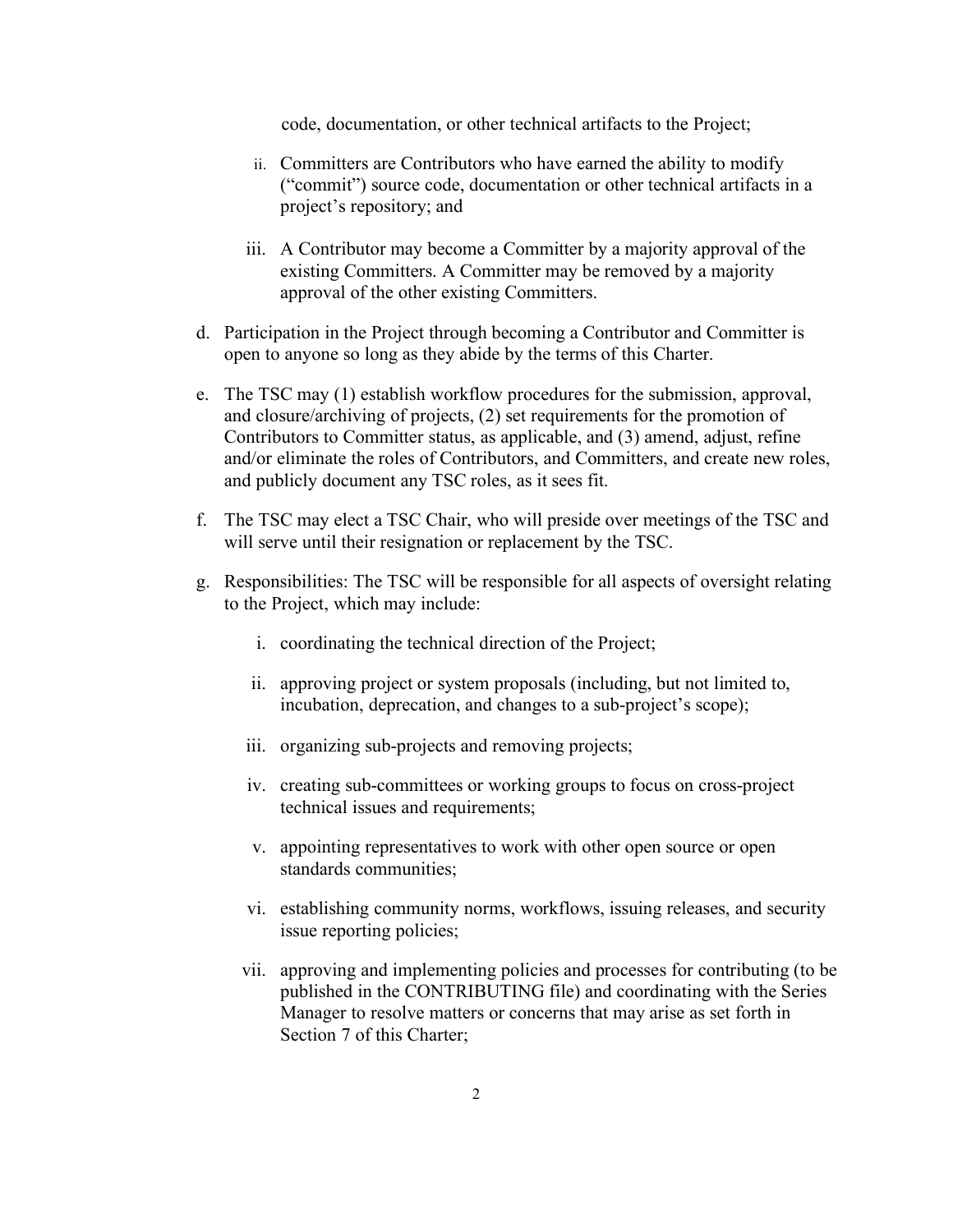code, documentation, or other technical artifacts to the Project;

  ii. Committers are Contributors who have earned the ability to modify ("commit") source code, documentation or other technical artifacts in a project's repository; and

  iii. A Contributor may become a Committer by a majority approval of the existing Committers. A Committer may be removed by a majority approval of the other existing Committers.

d. Participation in the Project through becoming a Contributor and Committer is open to anyone so long as they abide by the terms of this Charter.

e. The TSC may (1) establish workflow procedures for the submission, approval, and closure/archiving of projects, (2) set requirements for the promotion of Contributors to Committer status, as applicable, and (3) amend, adjust, refine and/or eliminate the roles of Contributors, and Committers, and create new roles, and publicly document any TSC roles, as it sees fit.

f. The TSC may elect a TSC Chair, who will preside over meetings of the TSC and will serve until their resignation or replacement by the TSC.

g. Responsibilities: The TSC will be responsible for all aspects of oversight relating to the Project, which may include:

  i. coordinating the technical direction of the Project;

  ii. approving project or system proposals (including, but not limited to, incubation, deprecation, and changes to a sub-project's scope);

  iii. organizing sub-projects and removing projects;

  iv. creating sub-committees or working groups to focus on cross-project technical issues and requirements;

  v. appointing representatives to work with other open source or open standards communities;

  vi. establishing community norms, workflows, issuing releases, and security issue reporting policies;

  vii. approving and implementing policies and processes for contributing (to be published in the CONTRIBUTING file) and coordinating with the Series Manager to resolve matters or concerns that may arise as set forth in Section 7 of this Charter;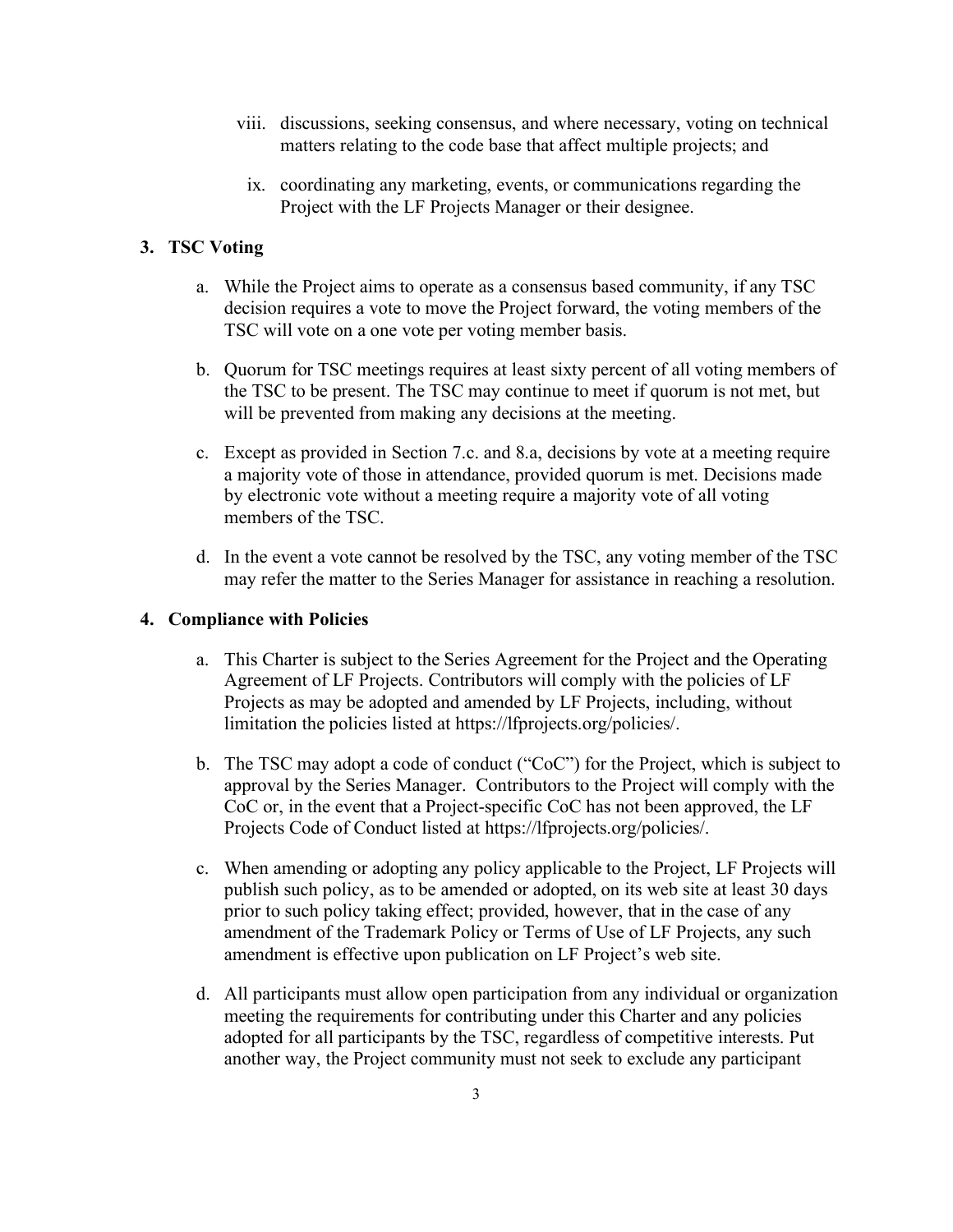viii. discussions, seeking consensus, and where necessary, voting on technical matters relating to the code base that affect multiple projects; and

ix. coordinating any marketing, events, or communications regarding the Project with the LF Projects Manager or their designee.

**3. TSC Voting**

a. While the Project aims to operate as a consensus based community, if any TSC decision requires a vote to move the Project forward, the voting members of the TSC will vote on a one vote per voting member basis.

b. Quorum for TSC meetings requires at least sixty percent of all voting members of the TSC to be present. The TSC may continue to meet if quorum is not met, but will be prevented from making any decisions at the meeting.

c. Except as provided in Section 7.c. and 8.a, decisions by vote at a meeting require a majority vote of those in attendance, provided quorum is met. Decisions made by electronic vote without a meeting require a majority vote of all voting members of the TSC.

d. In the event a vote cannot be resolved by the TSC, any voting member of the TSC may refer the matter to the Series Manager for assistance in reaching a resolution.

**4. Compliance with Policies**

a. This Charter is subject to the Series Agreement for the Project and the Operating Agreement of LF Projects. Contributors will comply with the policies of LF Projects as may be adopted and amended by LF Projects, including, without limitation the policies listed at https://lfprojects.org/policies/.

b. The TSC may adopt a code of conduct ("CoC") for the Project, which is subject to approval by the Series Manager. Contributors to the Project will comply with the CoC or, in the event that a Project-specific CoC has not been approved, the LF Projects Code of Conduct listed at https://lfprojects.org/policies/.

c. When amending or adopting any policy applicable to the Project, LF Projects will publish such policy, as to be amended or adopted, on its web site at least 30 days prior to such policy taking effect; provided, however, that in the case of any amendment of the Trademark Policy or Terms of Use of LF Projects, any such amendment is effective upon publication on LF Project's web site.

d. All participants must allow open participation from any individual or organization meeting the requirements for contributing under this Charter and any policies adopted for all participants by the TSC, regardless of competitive interests. Put another way, the Project community must not seek to exclude any participant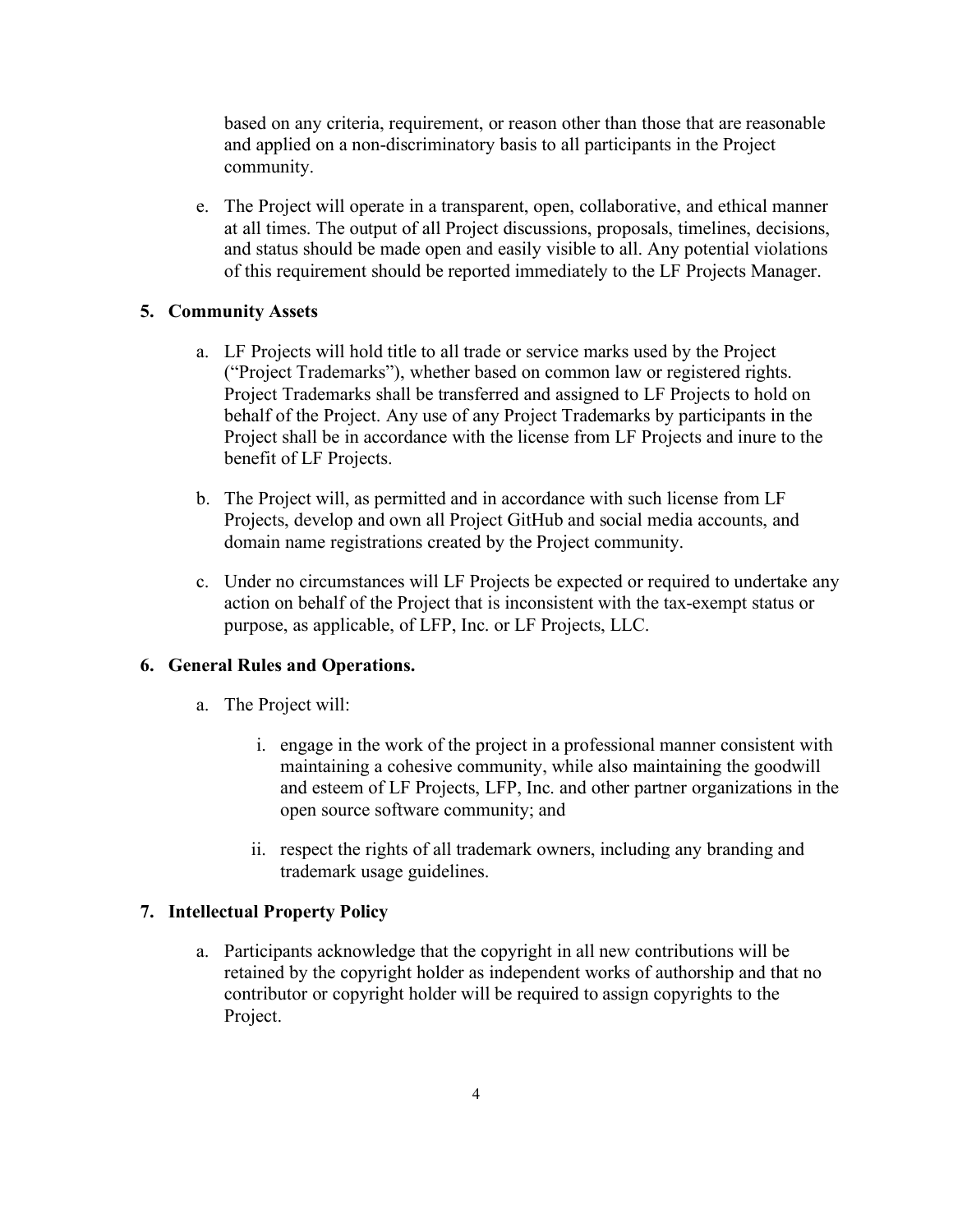based on any criteria, requirement, or reason other than those that are reasonable and applied on a non-discriminatory basis to all participants in the Project community.

e. The Project will operate in a transparent, open, collaborative, and ethical manner at all times. The output of all Project discussions, proposals, timelines, decisions, and status should be made open and easily visible to all. Any potential violations of this requirement should be reported immediately to the LF Projects Manager.

## 5. Community Assets

a. LF Projects will hold title to all trade or service marks used by the Project ("Project Trademarks"), whether based on common law or registered rights. Project Trademarks shall be transferred and assigned to LF Projects to hold on behalf of the Project. Any use of any Project Trademarks by participants in the Project shall be in accordance with the license from LF Projects and inure to the benefit of LF Projects.

b. The Project will, as permitted and in accordance with such license from LF Projects, develop and own all Project GitHub and social media accounts, and domain name registrations created by the Project community.

c. Under no circumstances will LF Projects be expected or required to undertake any action on behalf of the Project that is inconsistent with the tax-exempt status or purpose, as applicable, of LFP, Inc. or LF Projects, LLC.

## 6. General Rules and Operations.

a. The Project will:

   i. engage in the work of the project in a professional manner consistent with maintaining a cohesive community, while also maintaining the goodwill and esteem of LF Projects, LFP, Inc. and other partner organizations in the open source software community; and

   ii. respect the rights of all trademark owners, including any branding and trademark usage guidelines.

## 7. Intellectual Property Policy

a. Participants acknowledge that the copyright in all new contributions will be retained by the copyright holder as independent works of authorship and that no contributor or copyright holder will be required to assign copyrights to the Project.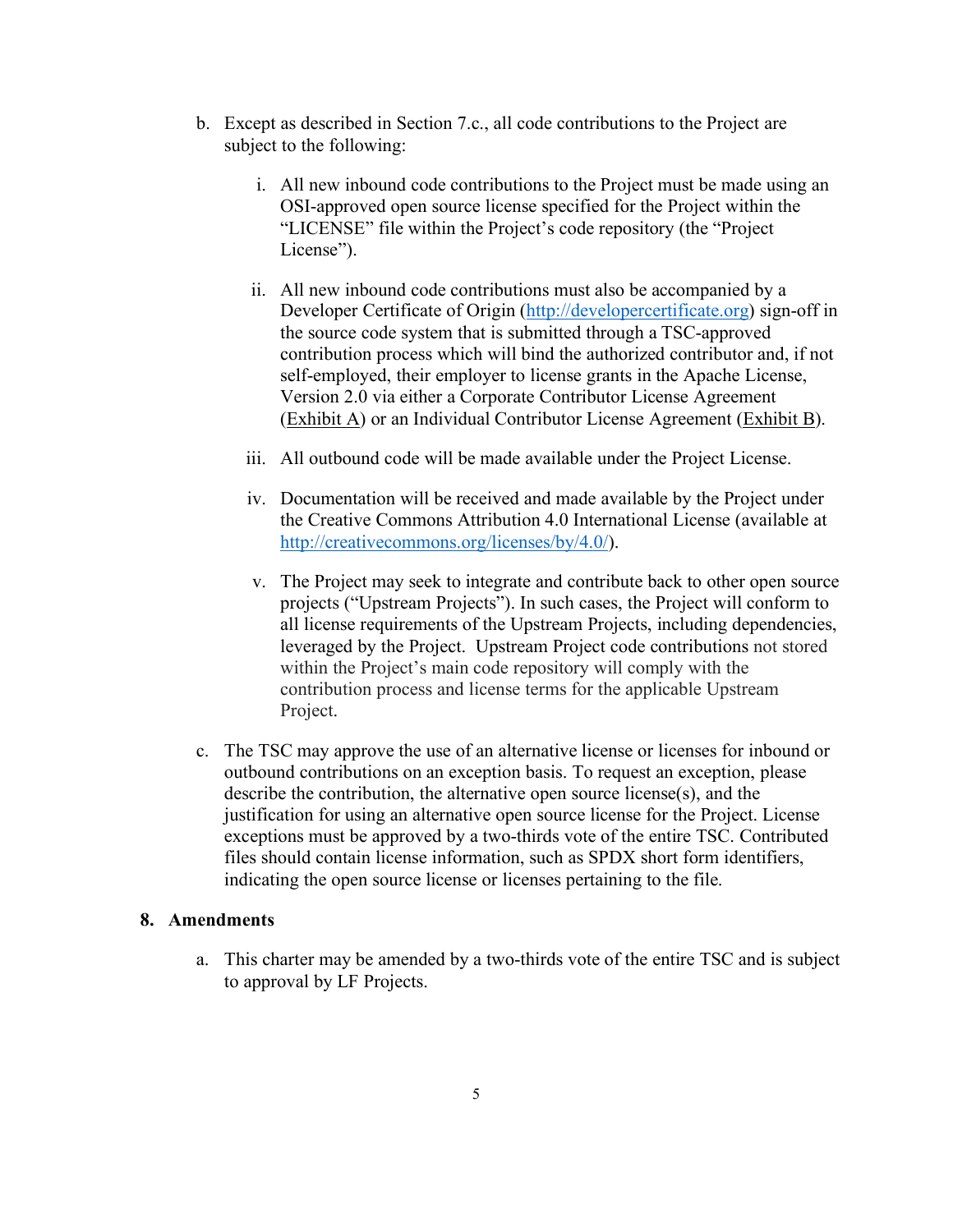b. Except as described in Section 7.c., all code contributions to the Project are subject to the following:

   i. All new inbound code contributions to the Project must be made using an OSI-approved open source license specified for the Project within the "LICENSE" file within the Project's code repository (the "Project License").

   ii. All new inbound code contributions must also be accompanied by a Developer Certificate of Origin (http://developercertificate.org) sign-off in the source code system that is submitted through a TSC-approved contribution process which will bind the authorized contributor and, if not self-employed, their employer to license grants in the Apache License, Version 2.0 via either a Corporate Contributor License Agreement (Exhibit A) or an Individual Contributor License Agreement (Exhibit B).

   iii. All outbound code will be made available under the Project License.

   iv. Documentation will be received and made available by the Project under the Creative Commons Attribution 4.0 International License (available at http://creativecommons.org/licenses/by/4.0/).

   v. The Project may seek to integrate and contribute back to other open source projects ("Upstream Projects"). In such cases, the Project will conform to all license requirements of the Upstream Projects, including dependencies, leveraged by the Project. Upstream Project code contributions not stored within the Project's main code repository will comply with the contribution process and license terms for the applicable Upstream Project.

c. The TSC may approve the use of an alternative license or licenses for inbound or outbound contributions on an exception basis. To request an exception, please describe the contribution, the alternative open source license(s), and the justification for using an alternative open source license for the Project. License exceptions must be approved by a two-thirds vote of the entire TSC. Contributed files should contain license information, such as SPDX short form identifiers, indicating the open source license or licenses pertaining to the file.

## 8. Amendments

a. This charter may be amended by a two-thirds vote of the entire TSC and is subject to approval by LF Projects.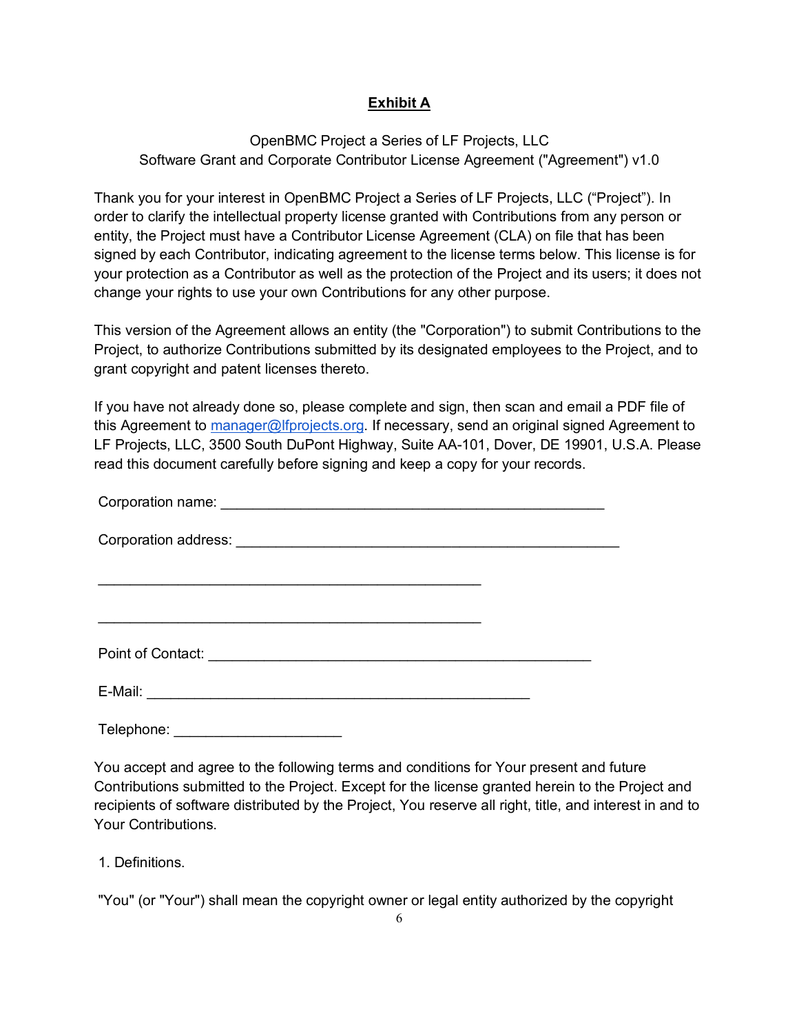**Exhibit A**

OpenBMC Project a Series of LF Projects, LLC
Software Grant and Corporate Contributor License Agreement ("Agreement") v1.0

Thank you for your interest in OpenBMC Project a Series of LF Projects, LLC (“Project”). In order to clarify the intellectual property license granted with Contributions from any person or entity, the Project must have a Contributor License Agreement (CLA) on file that has been signed by each Contributor, indicating agreement to the license terms below. This license is for your protection as a Contributor as well as the protection of the Project and its users; it does not change your rights to use your own Contributions for any other purpose.

This version of the Agreement allows an entity (the "Corporation") to submit Contributions to the Project, to authorize Contributions submitted by its designated employees to the Project, and to grant copyright and patent licenses thereto.

If you have not already done so, please complete and sign, then scan and email a PDF file of this Agreement to manager@lfprojects.org. If necessary, send an original signed Agreement to LF Projects, LLC, 3500 South DuPont Highway, Suite AA-101, Dover, DE 19901, U.S.A. Please read this document carefully before signing and keep a copy for your records.

Corporation name: ________________________________________________

Corporation address: ________________________________________________

________________________________________________

________________________________________________

Point of Contact: ________________________________________________

E-Mail: ________________________________________________

Telephone: ____________________

You accept and agree to the following terms and conditions for Your present and future Contributions submitted to the Project. Except for the license granted herein to the Project and recipients of software distributed by the Project, You reserve all right, title, and interest in and to Your Contributions.

1. Definitions.

"You" (or "Your") shall mean the copyright owner or legal entity authorized by the copyright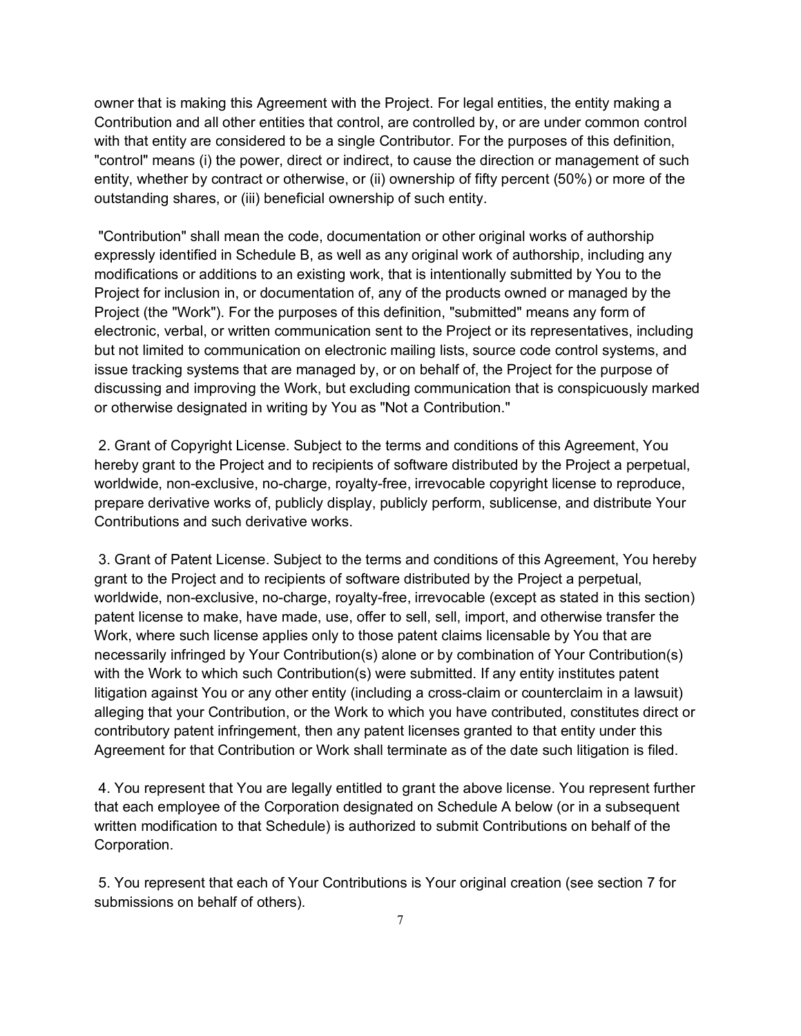owner that is making this Agreement with the Project. For legal entities, the entity making a Contribution and all other entities that control, are controlled by, or are under common control with that entity are considered to be a single Contributor. For the purposes of this definition, "control" means (i) the power, direct or indirect, to cause the direction or management of such entity, whether by contract or otherwise, or (ii) ownership of fifty percent (50%) or more of the outstanding shares, or (iii) beneficial ownership of such entity.

"Contribution" shall mean the code, documentation or other original works of authorship expressly identified in Schedule B, as well as any original work of authorship, including any modifications or additions to an existing work, that is intentionally submitted by You to the Project for inclusion in, or documentation of, any of the products owned or managed by the Project (the "Work"). For the purposes of this definition, "submitted" means any form of electronic, verbal, or written communication sent to the Project or its representatives, including but not limited to communication on electronic mailing lists, source code control systems, and issue tracking systems that are managed by, or on behalf of, the Project for the purpose of discussing and improving the Work, but excluding communication that is conspicuously marked or otherwise designated in writing by You as "Not a Contribution."

2. Grant of Copyright License. Subject to the terms and conditions of this Agreement, You hereby grant to the Project and to recipients of software distributed by the Project a perpetual, worldwide, non-exclusive, no-charge, royalty-free, irrevocable copyright license to reproduce, prepare derivative works of, publicly display, publicly perform, sublicense, and distribute Your Contributions and such derivative works.

3. Grant of Patent License. Subject to the terms and conditions of this Agreement, You hereby grant to the Project and to recipients of software distributed by the Project a perpetual, worldwide, non-exclusive, no-charge, royalty-free, irrevocable (except as stated in this section) patent license to make, have made, use, offer to sell, sell, import, and otherwise transfer the Work, where such license applies only to those patent claims licensable by You that are necessarily infringed by Your Contribution(s) alone or by combination of Your Contribution(s) with the Work to which such Contribution(s) were submitted. If any entity institutes patent litigation against You or any other entity (including a cross-claim or counterclaim in a lawsuit) alleging that your Contribution, or the Work to which you have contributed, constitutes direct or contributory patent infringement, then any patent licenses granted to that entity under this Agreement for that Contribution or Work shall terminate as of the date such litigation is filed.

4. You represent that You are legally entitled to grant the above license. You represent further that each employee of the Corporation designated on Schedule A below (or in a subsequent written modification to that Schedule) is authorized to submit Contributions on behalf of the Corporation.

5. You represent that each of Your Contributions is Your original creation (see section 7 for submissions on behalf of others).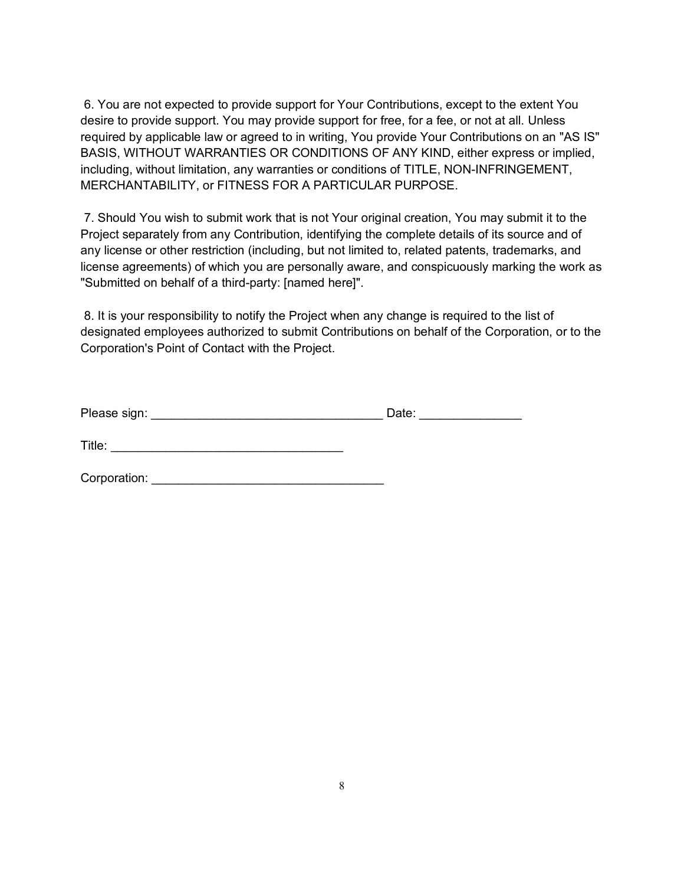6. You are not expected to provide support for Your Contributions, except to the extent You desire to provide support. You may provide support for free, for a fee, or not at all. Unless required by applicable law or agreed to in writing, You provide Your Contributions on an "AS IS" BASIS, WITHOUT WARRANTIES OR CONDITIONS OF ANY KIND, either express or implied, including, without limitation, any warranties or conditions of TITLE, NON-INFRINGEMENT, MERCHANTABILITY, or FITNESS FOR A PARTICULAR PURPOSE.

7. Should You wish to submit work that is not Your original creation, You may submit it to the Project separately from any Contribution, identifying the complete details of its source and of any license or other restriction (including, but not limited to, related patents, trademarks, and license agreements) of which you are personally aware, and conspicuously marking the work as "Submitted on behalf of a third-party: [named here]".

8. It is your responsibility to notify the Project when any change is required to the list of designated employees authorized to submit Contributions on behalf of the Corporation, or to the Corporation's Point of Contact with the Project.

Please sign: _________________________________ Date: ______________

Title: _________________________________

Corporation: _________________________________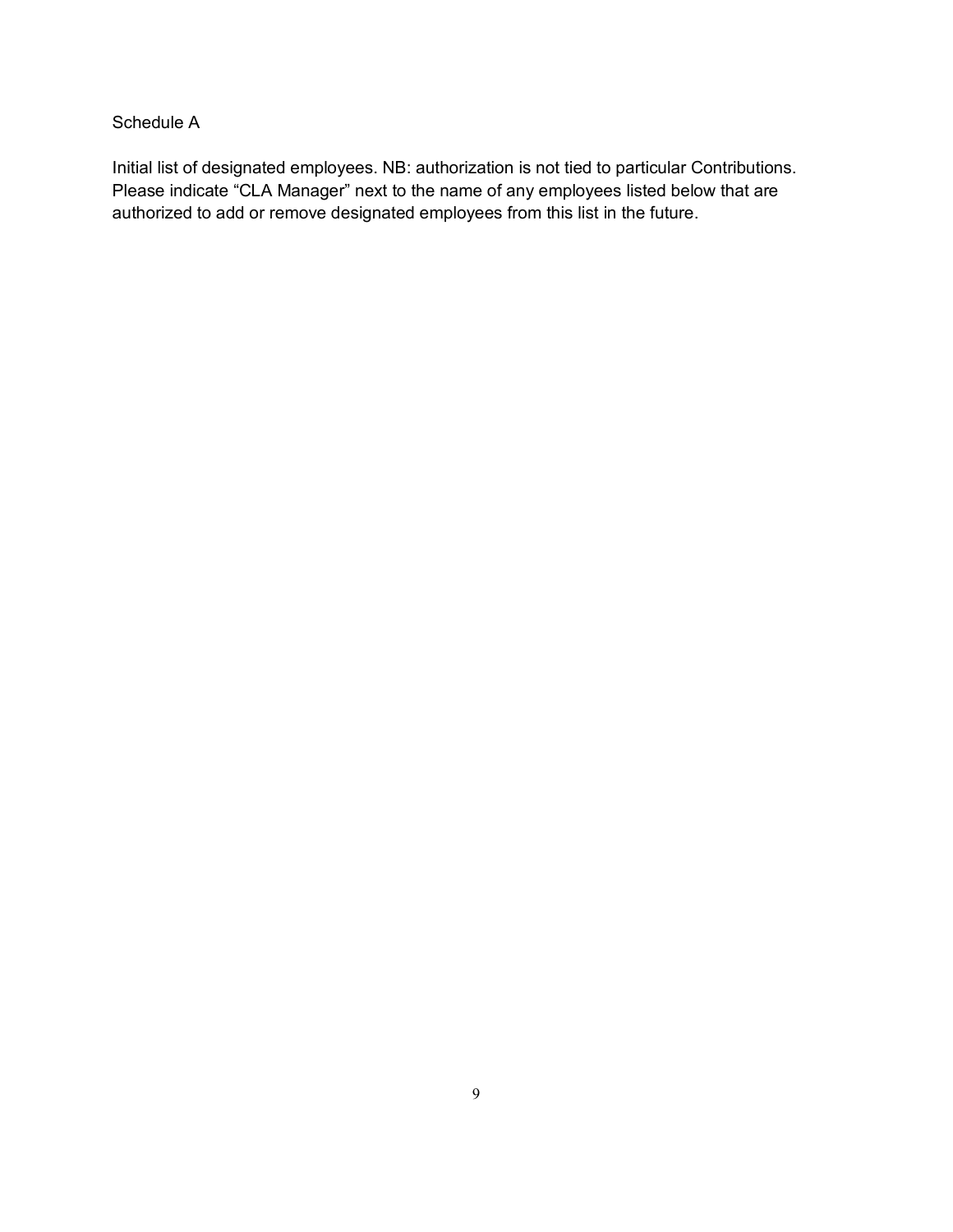Schedule A

Initial list of designated employees. NB: authorization is not tied to particular Contributions. Please indicate "CLA Manager" next to the name of any employees listed below that are authorized to add or remove designated employees from this list in the future.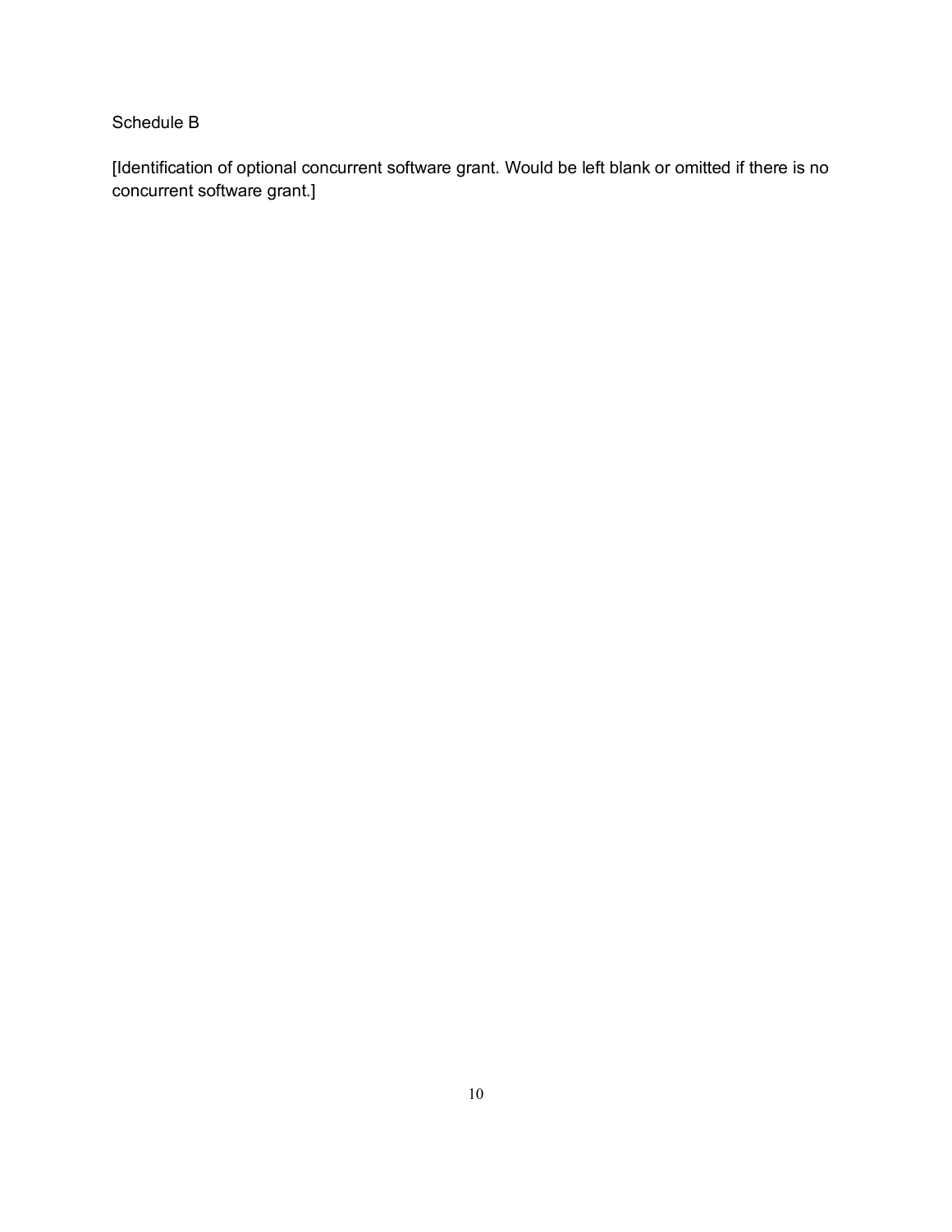Schedule B

[Identification of optional concurrent software grant. Would be left blank or omitted if there is no concurrent software grant.]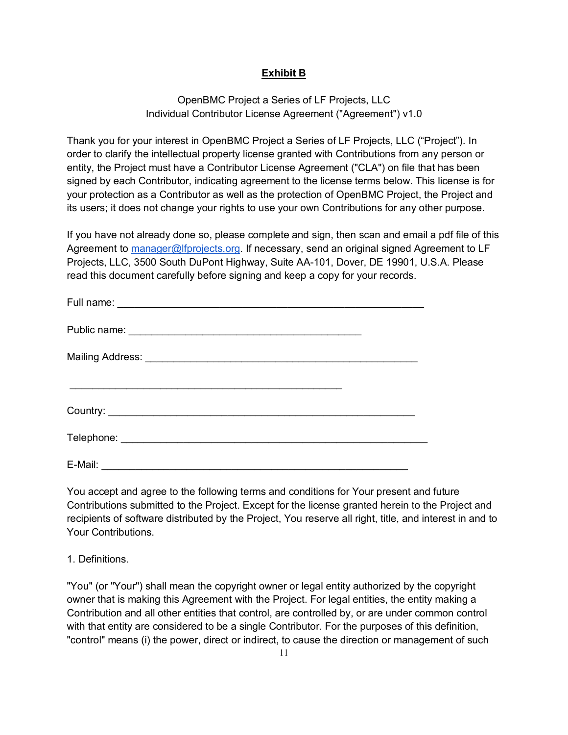## Exhibit B

OpenBMC Project a Series of LF Projects, LLC
Individual Contributor License Agreement ("Agreement") v1.0

Thank you for your interest in OpenBMC Project a Series of LF Projects, LLC ("Project"). In order to clarify the intellectual property license granted with Contributions from any person or entity, the Project must have a Contributor License Agreement ("CLA") on file that has been signed by each Contributor, indicating agreement to the license terms below. This license is for your protection as a Contributor as well as the protection of OpenBMC Project, the Project and its users; it does not change your rights to use your own Contributions for any other purpose.

If you have not already done so, please complete and sign, then scan and email a pdf file of this Agreement to manager@lfprojects.org. If necessary, send an original signed Agreement to LF Projects, LLC, 3500 South DuPont Highway, Suite AA-101, Dover, DE 19901, U.S.A. Please read this document carefully before signing and keep a copy for your records.

Full name: ________________________________________________________

Public name: ___________________________________________

Mailing Address: __________________________________________________

__________________________________________________

Country: ________________________________________________________

Telephone: ________________________________________________________

E-Mail: ________________________________________________________

You accept and agree to the following terms and conditions for Your present and future Contributions submitted to the Project. Except for the license granted herein to the Project and recipients of software distributed by the Project, You reserve all right, title, and interest in and to Your Contributions.

1. Definitions.

"You" (or "Your") shall mean the copyright owner or legal entity authorized by the copyright owner that is making this Agreement with the Project. For legal entities, the entity making a Contribution and all other entities that control, are controlled by, or are under common control with that entity are considered to be a single Contributor. For the purposes of this definition, "control" means (i) the power, direct or indirect, to cause the direction or management of such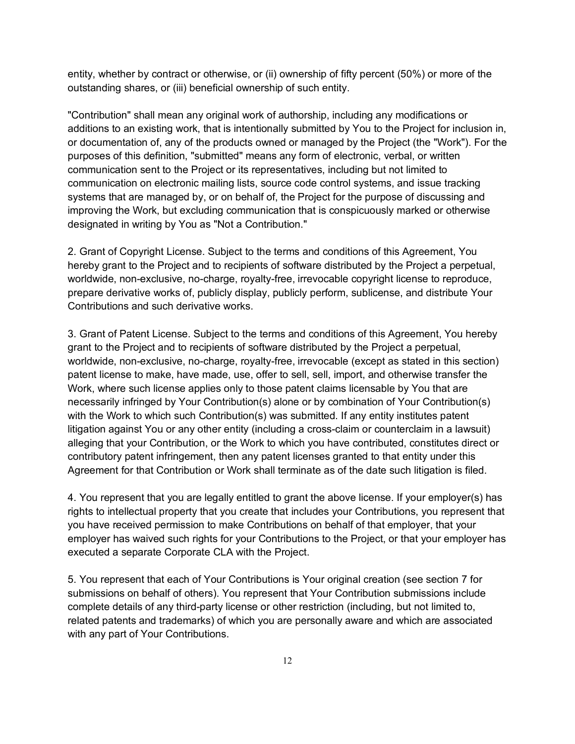entity, whether by contract or otherwise, or (ii) ownership of fifty percent (50%) or more of the outstanding shares, or (iii) beneficial ownership of such entity.

"Contribution" shall mean any original work of authorship, including any modifications or additions to an existing work, that is intentionally submitted by You to the Project for inclusion in, or documentation of, any of the products owned or managed by the Project (the "Work"). For the purposes of this definition, "submitted" means any form of electronic, verbal, or written communication sent to the Project or its representatives, including but not limited to communication on electronic mailing lists, source code control systems, and issue tracking systems that are managed by, or on behalf of, the Project for the purpose of discussing and improving the Work, but excluding communication that is conspicuously marked or otherwise designated in writing by You as "Not a Contribution."

2. Grant of Copyright License. Subject to the terms and conditions of this Agreement, You hereby grant to the Project and to recipients of software distributed by the Project a perpetual, worldwide, non-exclusive, no-charge, royalty-free, irrevocable copyright license to reproduce, prepare derivative works of, publicly display, publicly perform, sublicense, and distribute Your Contributions and such derivative works.

3. Grant of Patent License. Subject to the terms and conditions of this Agreement, You hereby grant to the Project and to recipients of software distributed by the Project a perpetual, worldwide, non-exclusive, no-charge, royalty-free, irrevocable (except as stated in this section) patent license to make, have made, use, offer to sell, sell, import, and otherwise transfer the Work, where such license applies only to those patent claims licensable by You that are necessarily infringed by Your Contribution(s) alone or by combination of Your Contribution(s) with the Work to which such Contribution(s) was submitted. If any entity institutes patent litigation against You or any other entity (including a cross-claim or counterclaim in a lawsuit) alleging that your Contribution, or the Work to which you have contributed, constitutes direct or contributory patent infringement, then any patent licenses granted to that entity under this Agreement for that Contribution or Work shall terminate as of the date such litigation is filed.

4. You represent that you are legally entitled to grant the above license. If your employer(s) has rights to intellectual property that you create that includes your Contributions, you represent that you have received permission to make Contributions on behalf of that employer, that your employer has waived such rights for your Contributions to the Project, or that your employer has executed a separate Corporate CLA with the Project.

5. You represent that each of Your Contributions is Your original creation (see section 7 for submissions on behalf of others). You represent that Your Contribution submissions include complete details of any third-party license or other restriction (including, but not limited to, related patents and trademarks) of which you are personally aware and which are associated with any part of Your Contributions.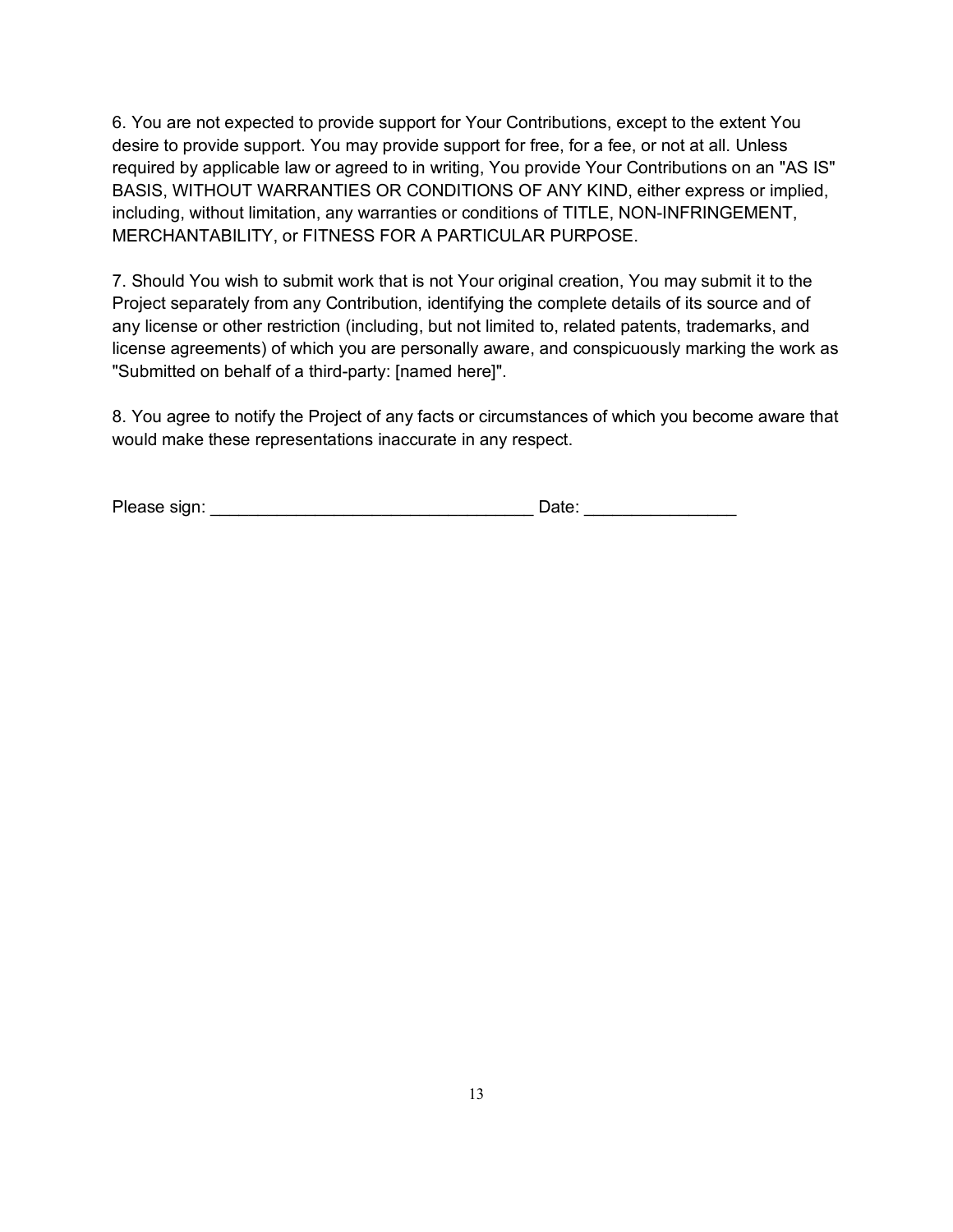6. You are not expected to provide support for Your Contributions, except to the extent You desire to provide support. You may provide support for free, for a fee, or not at all. Unless required by applicable law or agreed to in writing, You provide Your Contributions on an "AS IS" BASIS, WITHOUT WARRANTIES OR CONDITIONS OF ANY KIND, either express or implied, including, without limitation, any warranties or conditions of TITLE, NON-INFRINGEMENT, MERCHANTABILITY, or FITNESS FOR A PARTICULAR PURPOSE.

7. Should You wish to submit work that is not Your original creation, You may submit it to the Project separately from any Contribution, identifying the complete details of its source and of any license or other restriction (including, but not limited to, related patents, trademarks, and license agreements) of which you are personally aware, and conspicuously marking the work as "Submitted on behalf of a third-party: [named here]".

8. You agree to notify the Project of any facts or circumstances of which you become aware that would make these representations inaccurate in any respect.

Please sign: __________________________________ Date: ________________